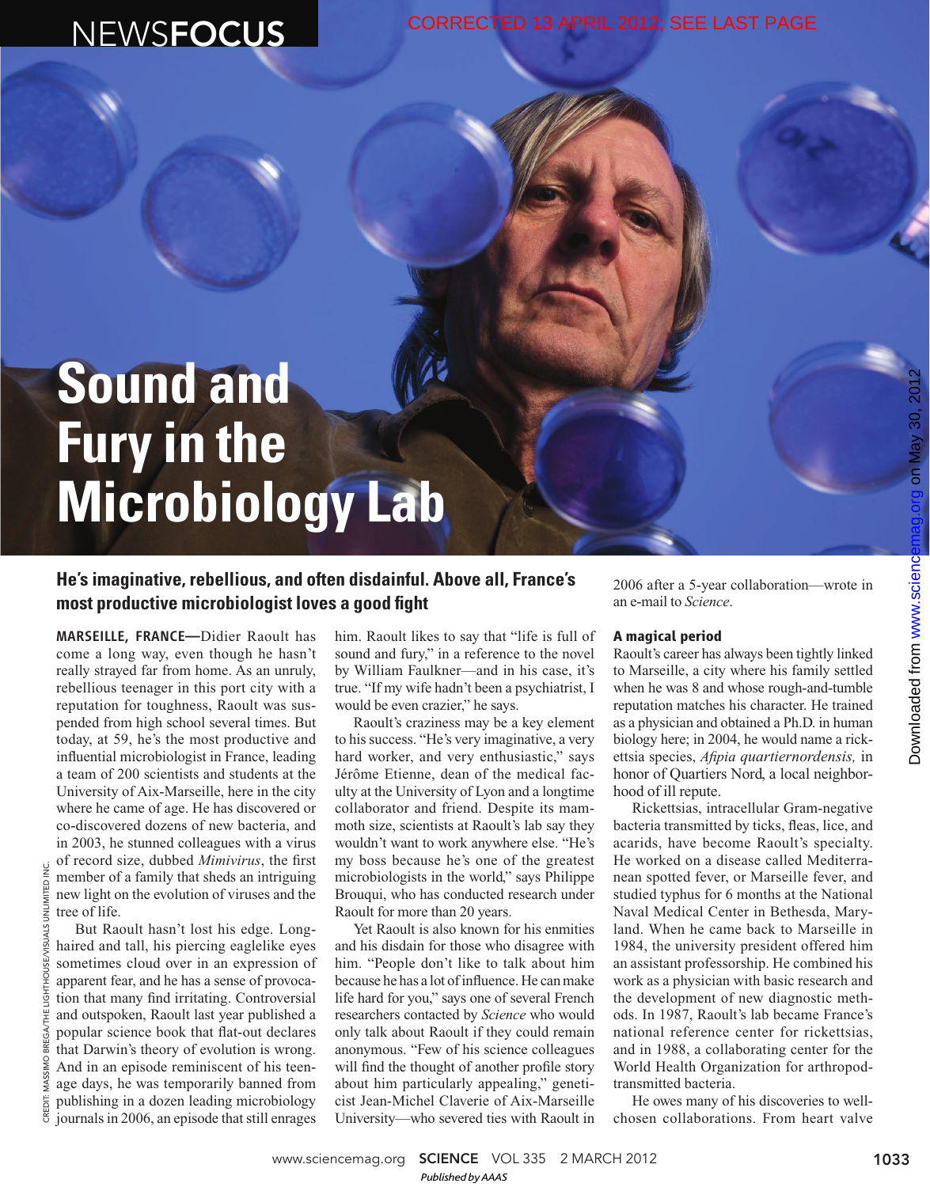# Sound and Fury in the Microbiology Lab

**He's imaginative, rebellious, and often disdainful. Above all, France's most productive microbiologist loves a good fight**

**MARSEILLE, FRANCE—**Didier Raoult has come a long way, even though he hasn't really strayed far from home. As an unruly, rebellious teenager in this port city with a reputation for toughness, Raoult was suspended from high school several times. But today, at 59, he's the most productive and influential microbiologist in France, leading a team of 200 scientists and students at the University of Aix-Marseille, here in the city where he came of age. He has discovered or co-discovered dozens of new bacteria, and in 2003, he stunned colleagues with a virus of record size, dubbed *Mimivirus*, the first member of a family that sheds an intriguing new light on the evolution of viruses and the tree of life.

But Raoult hasn't lost his edge. Long-haired and tall, his piercing eaglelike eyes sometimes cloud over in an expression of apparent fear, and he has a sense of provocation that many find irritating. Controversial and outspoken, Raoult last year published a popular science book that flat-out declares that Darwin's theory of evolution is wrong. And in an episode reminiscent of his teenage days, he was temporarily banned from publishing in a dozen leading microbiology journals in 2006, an episode that still enrages him. Raoult likes to say that "life is full of sound and fury," in a reference to the novel by William Faulkner—and in his case, it's true. "If my wife hadn't been a psychiatrist, I would be even crazier," he says.

Raoult's craziness may be a key element to his success. "He's very imaginative, a very hard worker, and very enthusiastic," says Jérôme Etienne, dean of the medical faculty at the University of Lyon and a longtime collaborator and friend. Despite its mammoth size, scientists at Raoult's lab say they wouldn't want to work anywhere else. "He's my boss because he's one of the greatest microbiologists in the world," says Philippe Brouqui, who has conducted research under Raoult for more than 20 years.

Yet Raoult is also known for his enmities and his disdain for those who disagree with him. "People don't like to talk about him because he has a lot of influence. He can make life hard for you," says one of several French researchers contacted by *Science* who would only talk about Raoult if they could remain anonymous. "Few of his science colleagues will find the thought of another profile story about him particularly appealing," geneticist Jean-Michel Claverie of Aix-Marseille University—who severed ties with Raoult in 2006 after a 5-year collaboration—wrote in an e-mail to *Science*.

## A magical period

Raoult's career has always been tightly linked to Marseille, a city where his family settled when he was 8 and whose rough-and-tumble reputation matches his character. He trained as a physician and obtained a Ph.D. in human biology here; in 2004, he would name a rickettsia species, *Afipia quartiernordensis,* in honor of Quartiers Nord, a local neighborhood of ill repute.

Rickettsias, intracellular Gram-negative bacteria transmitted by ticks, fleas, lice, and acarids, have become Raoult's specialty. He worked on a disease called Mediterranean spotted fever, or Marseille fever, and studied typhus for 6 months at the National Naval Medical Center in Bethesda, Maryland. When he came back to Marseille in 1984, the university president offered him an assistant professorship. He combined his work as a physician with basic research and the development of new diagnostic methods. In 1987, Raoult's lab became France's national reference center for rickettsias, and in 1988, a collaborating center for the World Health Organization for arthropod-transmitted bacteria.

He owes many of his discoveries to well-chosen collaborations. From heart valve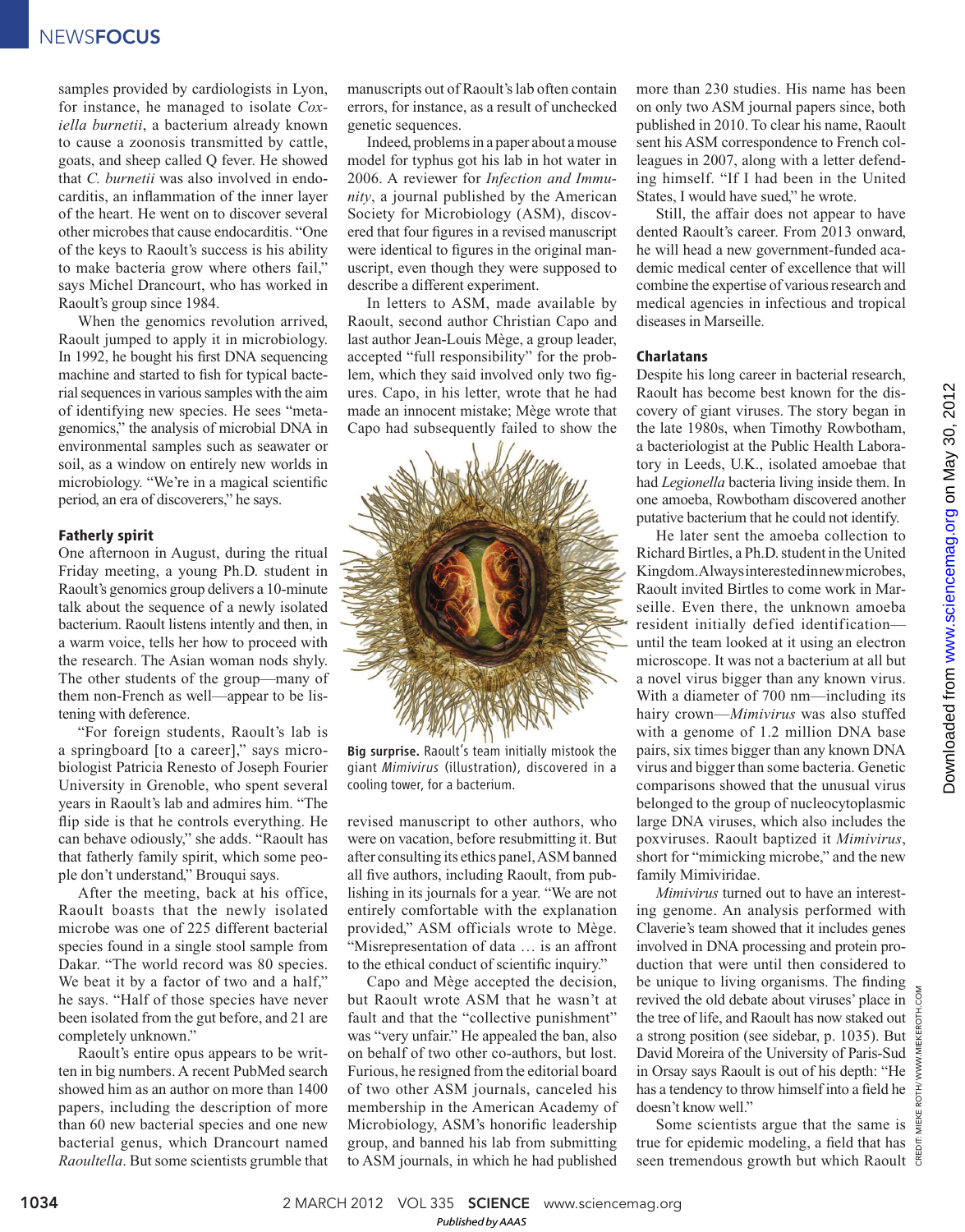samples provided by cardiologists in Lyon, for instance, he managed to isolate *Coxiella burnetii*, a bacterium already known to cause a zoonosis transmitted by cattle, goats, and sheep called Q fever. He showed that *C. burnetii* was also involved in endocarditis, an inflammation of the inner layer of the heart. He went on to discover several other microbes that cause endocarditis. "One of the keys to Raoult's success is his ability to make bacteria grow where others fail," says Michel Drancourt, who has worked in Raoult's group since 1984.

When the genomics revolution arrived, Raoult jumped to apply it in microbiology. In 1992, he bought his first DNA sequencing machine and started to fish for typical bacterial sequences in various samples with the aim of identifying new species. He sees "metagenomics," the analysis of microbial DNA in environmental samples such as seawater or soil, as a window on entirely new worlds in microbiology. "We're in a magical scientific period, an era of discoverers," he says.

**Fatherly spirit**

One afternoon in August, during the ritual Friday meeting, a young Ph.D. student in Raoult's genomics group delivers a 10-minute talk about the sequence of a newly isolated bacterium. Raoult listens intently and then, in a warm voice, tells her how to proceed with the research. The Asian woman nods shyly. The other students of the group—many of them non-French as well—appear to be listening with deference.

"For foreign students, Raoult's lab is a springboard [to a career]," says microbiologist Patricia Renesto of Joseph Fourier University in Grenoble, who spent several years in Raoult's lab and admires him. "The flip side is that he controls everything. He can behave odiously," she adds. "Raoult has that fatherly family spirit, which some people don't understand," Brouqui says.

After the meeting, back at his office, Raoult boasts that the newly isolated microbe was one of 225 different bacterial species found in a single stool sample from Dakar. "The world record was 80 species. We beat it by a factor of two and a half," he says. "Half of those species have never been isolated from the gut before, and 21 are completely unknown."

Raoult's entire opus appears to be written in big numbers. A recent PubMed search showed him as an author on more than 1400 papers, including the description of more than 60 new bacterial species and one new bacterial genus, which Drancourt named *Raoultella*. But some scientists grumble that manuscripts out of Raoult's lab often contain errors, for instance, as a result of unchecked genetic sequences.

Indeed, problems in a paper about a mouse model for typhus got his lab in hot water in 2006. A reviewer for *Infection and Immunity*, a journal published by the American Society for Microbiology (ASM), discovered that four figures in a revised manuscript were identical to figures in the original manuscript, even though they were supposed to describe a different experiment.

In letters to ASM, made available by Raoult, second author Christian Capo and last author Jean-Louis Mège, a group leader, accepted "full responsibility" for the problem, which they said involved only two figures. Capo, in his letter, wrote that he had made an innocent mistake; Mège wrote that Capo had subsequently failed to show the revised manuscript to other authors, who were on vacation, before resubmitting it. But after consulting its ethics panel, ASM banned all five authors, including Raoult, from publishing in its journals for a year. "We are not entirely comfortable with the explanation provided," ASM officials wrote to Mège. "Misrepresentation of data … is an affront to the ethical conduct of scientific inquiry."

**Big surprise.** Raoult's team initially mistook the giant *Mimivirus* (illustration), discovered in a cooling tower, for a bacterium.

Capo and Mège accepted the decision, but Raoult wrote ASM that he wasn't at fault and that the "collective punishment" was "very unfair." He appealed the ban, also on behalf of two other co-authors, but lost. Furious, he resigned from the editorial board of two other ASM journals, canceled his membership in the American Academy of Microbiology, ASM's honorific leadership group, and banned his lab from submitting to ASM journals, in which he had published more than 230 studies. His name has been on only two ASM journal papers since, both published in 2010. To clear his name, Raoult sent his ASM correspondence to French colleagues in 2007, along with a letter defending himself. "If I had been in the United States, I would have sued," he wrote.

Still, the affair does not appear to have dented Raoult's career. From 2013 onward, he will head a new government-funded academic medical center of excellence that will combine the expertise of various research and medical agencies in infectious and tropical diseases in Marseille.

**Charlatans**

Despite his long career in bacterial research, Raoult has become best known for the discovery of giant viruses. The story began in the late 1980s, when Timothy Rowbotham, a bacteriologist at the Public Health Laboratory in Leeds, U.K., isolated amoebae that had *Legionella* bacteria living inside them. In one amoeba, Rowbotham discovered another putative bacterium that he could not identify.

He later sent the amoeba collection to Richard Birtles, a Ph.D. student in the United Kingdom. Always interested in new microbes, Raoult invited Birtles to come work in Marseille. Even there, the unknown amoeba resident initially defied identification—until the team looked at it using an electron microscope. It was not a bacterium at all but a novel virus bigger than any known virus. With a diameter of 700 nm—including its hairy crown—*Mimivirus* was also stuffed with a genome of 1.2 million DNA base pairs, six times bigger than any known DNA virus and bigger than some bacteria. Genetic comparisons showed that the unusual virus belonged to the group of nucleocytoplasmic large DNA viruses, which also includes the poxviruses. Raoult baptized it *Mimivirus*, short for "mimicking microbe," and the new family Mimiviridae.

*Mimivirus* turned out to have an interesting genome. An analysis performed with Claverie's team showed that it includes genes involved in DNA processing and protein production that were until then considered to be unique to living organisms. The finding revived the old debate about viruses' place in the tree of life, and Raoult has now staked out a strong position (see sidebar, p. 1035). But David Moreira of the University of Paris-Sud in Orsay says Raoult is out of his depth: "He has a tendency to throw himself into a field he doesn't know well."

Some scientists argue that the same is true for epidemic modeling, a field that has seen tremendous growth but which Raoult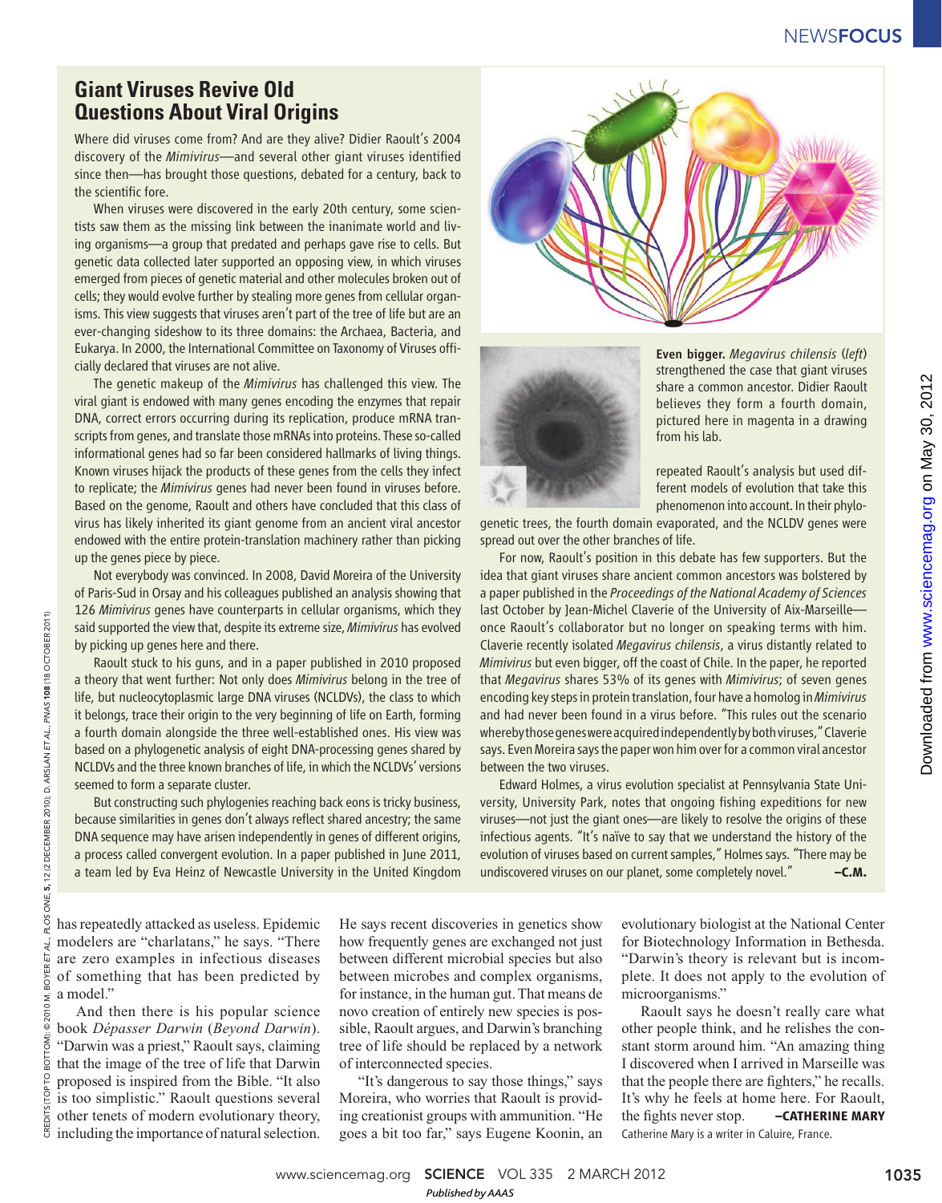## Giant Viruses Revive Old Questions About Viral Origins

Where did viruses come from? And are they alive? Didier Raoult's 2004 discovery of the *Mimivirus*—and several other giant viruses identified since then—has brought those questions, debated for a century, back to the scientific fore.

When viruses were discovered in the early 20th century, some scientists saw them as the missing link between the inanimate world and living organisms—a group that predated and perhaps gave rise to cells. But genetic data collected later supported an opposing view, in which viruses emerged from pieces of genetic material and other molecules broken out of cells; they would evolve further by stealing more genes from cellular organisms. This view suggests that viruses aren't part of the tree of life but are an ever-changing sideshow to its three domains: the Archaea, Bacteria, and Eukarya. In 2000, the International Committee on Taxonomy of Viruses officially declared that viruses are not alive.

The genetic makeup of the *Mimivirus* has challenged this view. The viral giant is endowed with many genes encoding the enzymes that repair DNA, correct errors occurring during its replication, produce mRNA transcripts from genes, and translate those mRNAs into proteins. These so-called informational genes had so far been considered hallmarks of living things. Known viruses hijack the products of these genes from the cells they infect to replicate; the *Mimivirus* genes had never been found in viruses before. Based on the genome, Raoult and others have concluded that this class of virus has likely inherited its giant genome from an ancient viral ancestor endowed with the entire protein-translation machinery rather than picking up the genes piece by piece.

Not everybody was convinced. In 2008, David Moreira of the University of Paris-Sud in Orsay and his colleagues published an analysis showing that 126 *Mimivirus* genes have counterparts in cellular organisms, which they said supported the view that, despite its extreme size, *Mimivirus* has evolved by picking up genes here and there.

Raoult stuck to his guns, and in a paper published in 2010 proposed a theory that went further: Not only does *Mimivirus* belong in the tree of life, but nucleocytoplasmic large DNA viruses (NCLDVs), the class to which it belongs, trace their origin to the very beginning of life on Earth, forming a fourth domain alongside the three well-established ones. His view was based on a phylogenetic analysis of eight DNA-processing genes shared by NCLDVs and the three known branches of life, in which the NCLDVs' versions seemed to form a separate cluster.

But constructing such phylogenies reaching back eons is tricky business, because similarities in genes don't always reflect shared ancestry; the same DNA sequence may have arisen independently in genes of different origins, a process called convergent evolution. In a paper published in June 2011, a team led by Eva Heinz of Newcastle University in the United Kingdom repeated Raoult's analysis but used different models of evolution that take this phenomenon into account. In their phylogenetic trees, the fourth domain evaporated, and the NCLDV genes were spread out over the other branches of life.

**Even bigger.** *Megavirus chilensis* (*left*) strengthened the case that giant viruses share a common ancestor. Didier Raoult believes they form a fourth domain, pictured here in magenta in a drawing from his lab.

For now, Raoult's position in this debate has few supporters. But the idea that giant viruses share ancient common ancestors was bolstered by a paper published in the *Proceedings of the National Academy of Sciences* last October by Jean-Michel Claverie of the University of Aix-Marseille—once Raoult's collaborator but no longer on speaking terms with him. Claverie recently isolated *Megavirus chilensis*, a virus distantly related to *Mimivirus* but even bigger, off the coast of Chile. In the paper, he reported that *Megavirus* shares 53% of its genes with *Mimivirus*; of seven genes encoding key steps in protein translation, four have a homolog in *Mimivirus* and had never been found in a virus before. "This rules out the scenario whereby those genes were acquired independently by both viruses," Claverie says. Even Moreira says the paper won him over for a common viral ancestor between the two viruses.

Edward Holmes, a virus evolution specialist at Pennsylvania State University, University Park, notes that ongoing fishing expeditions for new viruses—not just the giant ones—are likely to resolve the origins of these infectious agents. "It's naïve to say that we understand the history of the evolution of viruses based on current samples," Holmes says. "There may be undiscovered viruses on our planet, some completely novel." **–C.M.**

---

has repeatedly attacked as useless. Epidemic modelers are "charlatans," he says. "There are zero examples in infectious diseases of something that has been predicted by a model."

And then there is his popular science book *Dépasser Darwin* (*Beyond Darwin*). "Darwin was a priest," Raoult says, claiming that the image of the tree of life that Darwin proposed is inspired from the Bible. "It also is too simplistic." Raoult questions several other tenets of modern evolutionary theory, including the importance of natural selection. He says recent discoveries in genetics show how frequently genes are exchanged not just between different microbial species but also between microbes and complex organisms, for instance, in the human gut. That means de novo creation of entirely new species is possible, Raoult argues, and Darwin's branching tree of life should be replaced by a network of interconnected species.

"It's dangerous to say those things," says Moreira, who worries that Raoult is providing creationist groups with ammunition. "He goes a bit too far," says Eugene Koonin, an evolutionary biologist at the National Center for Biotechnology Information in Bethesda. "Darwin's theory is relevant but is incomplete. It does not apply to the evolution of microorganisms."

Raoult says he doesn't really care what other people think, and he relishes the constant storm around him. "An amazing thing I discovered when I arrived in Marseille was that the people there are fighters," he recalls. It's why he feels at home here. For Raoult, the fights never stop. **–CATHERINE MARY**

Catherine Mary is a writer in Caluire, France.

CREDITS (TOP TO BOTTOM): © 2010 M. BOYER *ET AL.*, *PLOS ONE* **5**, 12 (2 DECEMBER 2010); D. ARSLAN *ET AL.*, *PNAS* **108** (18 OCTOBER 2011)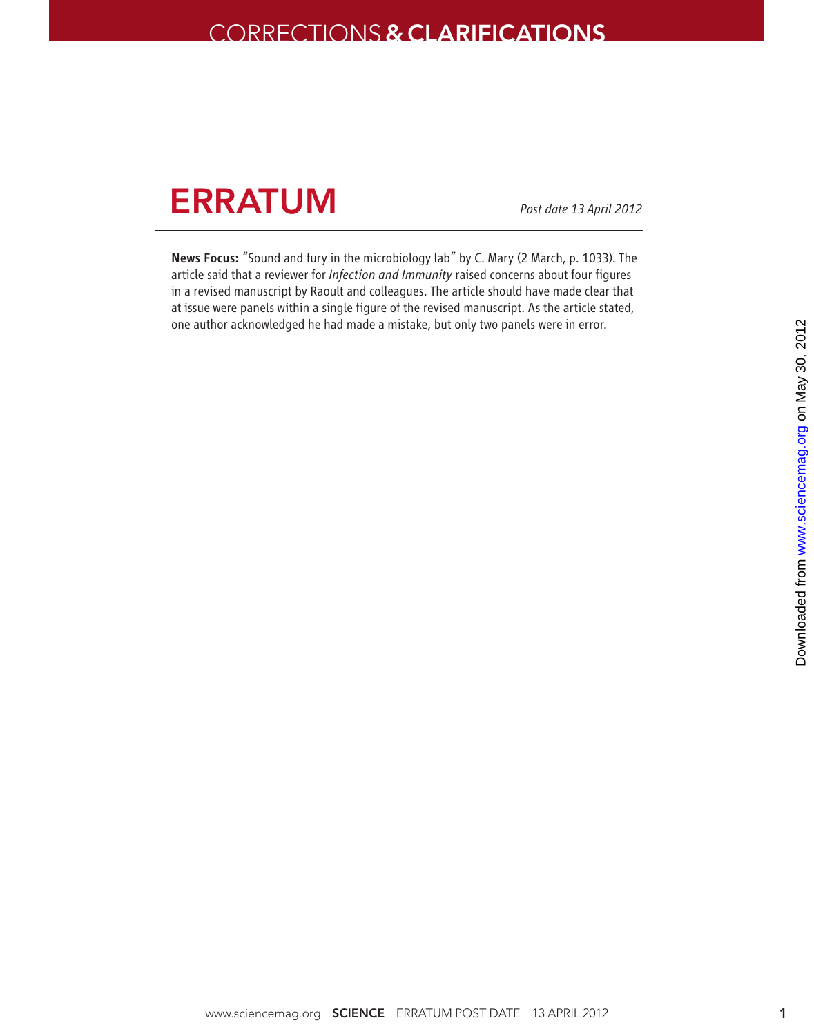# ERRATUM

*Post date 13 April 2012*

**News Focus:** "Sound and fury in the microbiology lab" by C. Mary (2 March, p. 1033). The article said that a reviewer for *Infection and Immunity* raised concerns about four figures in a revised manuscript by Raoult and colleagues. The article should have made clear that at issue were panels within a single figure of the revised manuscript. As the article stated, one author acknowledged he had made a mistake, but only two panels were in error.